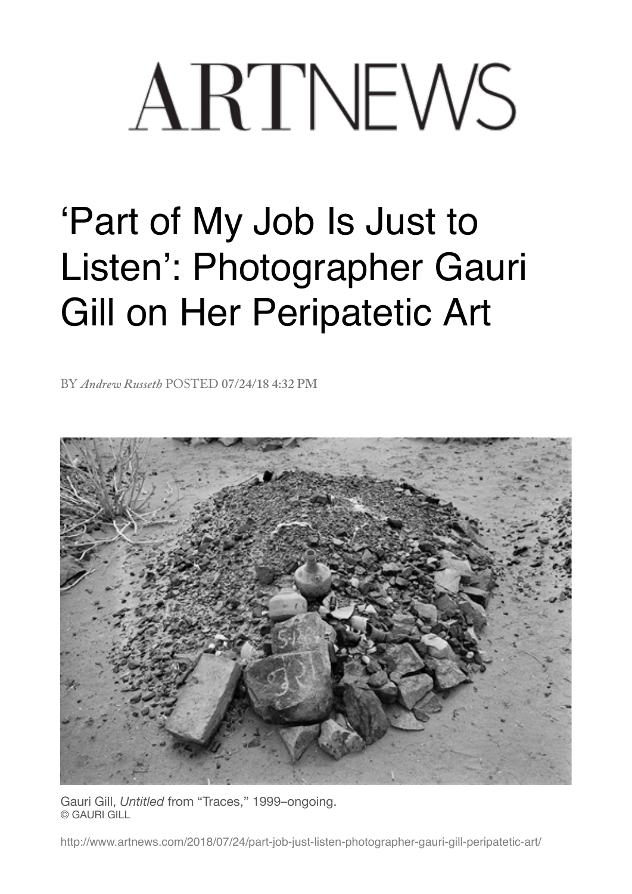# ARTNEWS

# 'Part of My Job Is Just to Listen': Photographer Gauri Gill on Her Peripatetic Art

BY *Andrew Russeth* POSTED **07/24/18 4:32 PM**

Gauri Gill, *Untitled* from "Traces," 1999–ongoing.
© GAURI GILL

http://www.artnews.com/2018/07/24/part-job-just-listen-photographer-gauri-gill-peripatetic-art/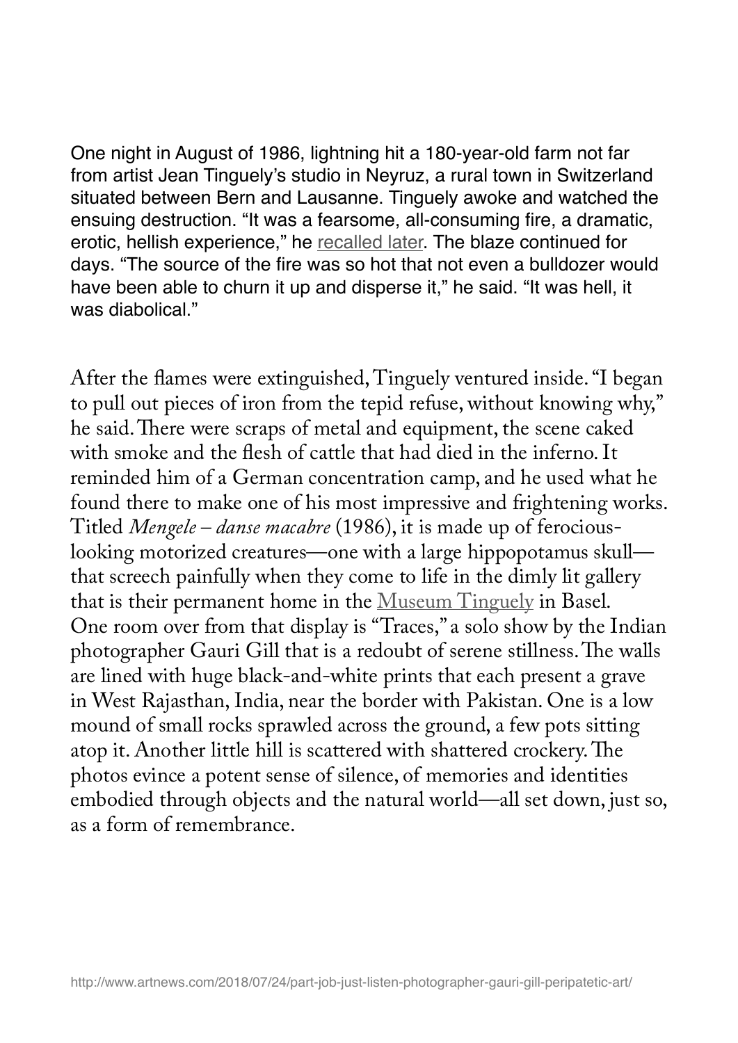One night in August of 1986, lightning hit a 180-year-old farm not far from artist Jean Tinguely's studio in Neyruz, a rural town in Switzerland situated between Bern and Lausanne. Tinguely awoke and watched the ensuing destruction. "It was a fearsome, all-consuming fire, a dramatic, erotic, hellish experience," he recalled later. The blaze continued for days. "The source of the fire was so hot that not even a bulldozer would have been able to churn it up and disperse it," he said. "It was hell, it was diabolical."

After the flames were extinguished, Tinguely ventured inside. "I began to pull out pieces of iron from the tepid refuse, without knowing why," he said. There were scraps of metal and equipment, the scene caked with smoke and the flesh of cattle that had died in the inferno. It reminded him of a German concentration camp, and he used what he found there to make one of his most impressive and frightening works. Titled *Mengele – danse macabre* (1986), it is made up of ferocious-looking motorized creatures—one with a large hippopotamus skull—that screech painfully when they come to life in the dimly lit gallery that is their permanent home in the Museum Tinguely in Basel. One room over from that display is "Traces," a solo show by the Indian photographer Gauri Gill that is a redoubt of serene stillness. The walls are lined with huge black-and-white prints that each present a grave in West Rajasthan, India, near the border with Pakistan. One is a low mound of small rocks sprawled across the ground, a few pots sitting atop it. Another little hill is scattered with shattered crockery. The photos evince a potent sense of silence, of memories and identities embodied through objects and the natural world—all set down, just so, as a form of remembrance.

http://www.artnews.com/2018/07/24/part-job-just-listen-photographer-gauri-gill-peripatetic-art/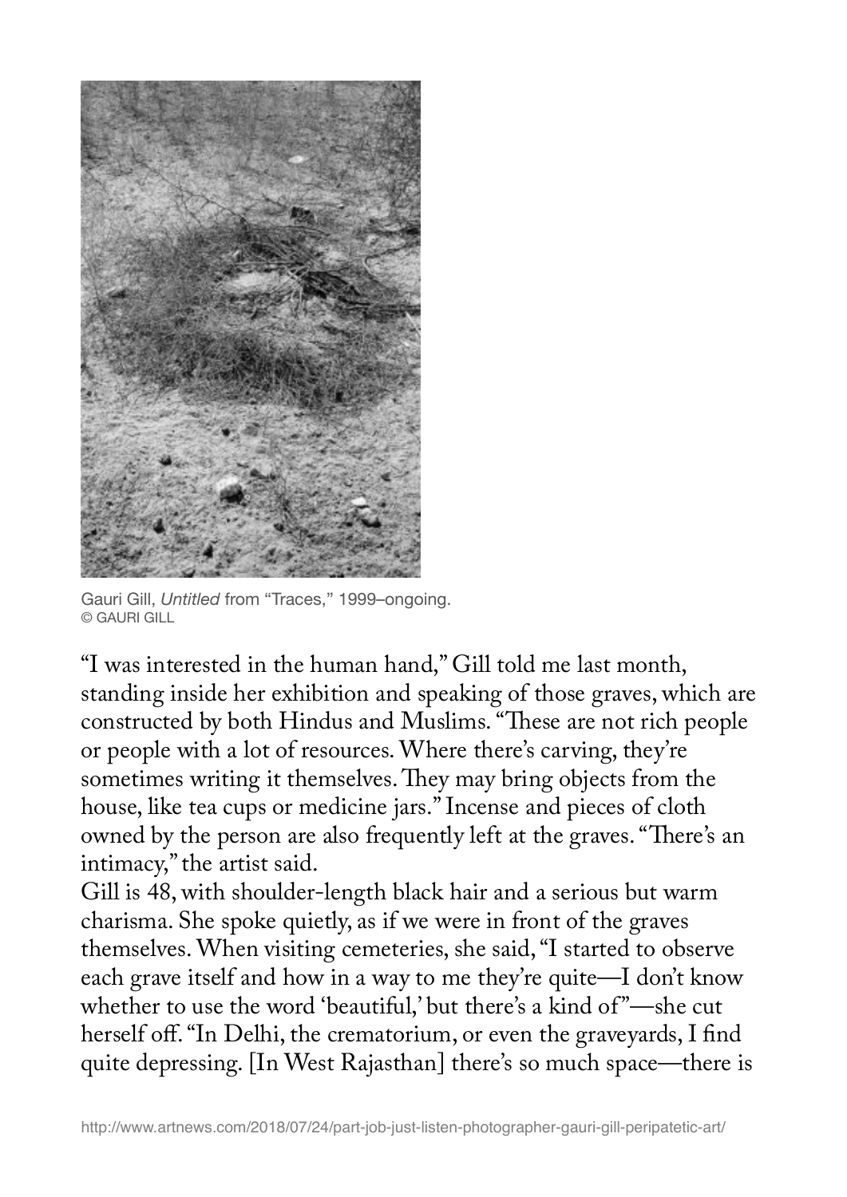Gauri Gill, *Untitled* from "Traces," 1999–ongoing.
© GAURI GILL

"I was interested in the human hand," Gill told me last month, standing inside her exhibition and speaking of those graves, which are constructed by both Hindus and Muslims. "These are not rich people or people with a lot of resources. Where there's carving, they're sometimes writing it themselves. They may bring objects from the house, like tea cups or medicine jars." Incense and pieces of cloth owned by the person are also frequently left at the graves. "There's an intimacy," the artist said.

Gill is 48, with shoulder-length black hair and a serious but warm charisma. She spoke quietly, as if we were in front of the graves themselves. When visiting cemeteries, she said, "I started to observe each grave itself and how in a way to me they're quite—I don't know whether to use the word 'beautiful,' but there's a kind of"—she cut herself off. "In Delhi, the crematorium, or even the graveyards, I find quite depressing. [In West Rajasthan] there's so much space—there is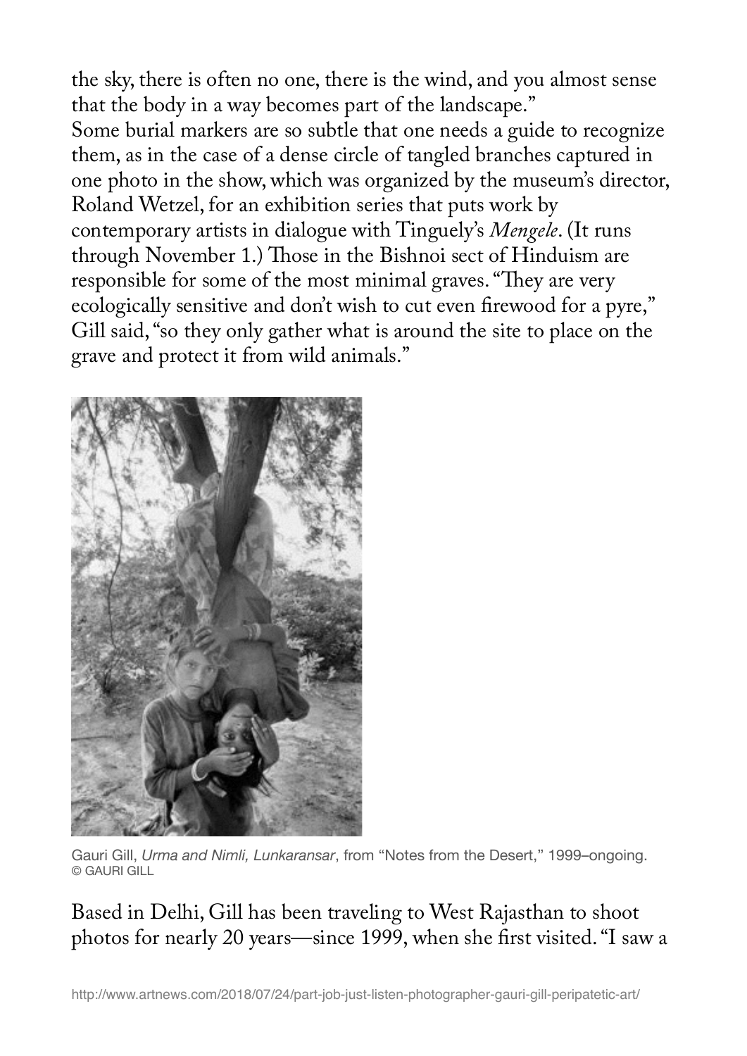the sky, there is often no one, there is the wind, and you almost sense that the body in a way becomes part of the landscape."

Some burial markers are so subtle that one needs a guide to recognize them, as in the case of a dense circle of tangled branches captured in one photo in the show, which was organized by the museum's director, Roland Wetzel, for an exhibition series that puts work by contemporary artists in dialogue with Tinguely's *Mengele*. (It runs through November 1.) Those in the Bishnoi sect of Hinduism are responsible for some of the most minimal graves. "They are very ecologically sensitive and don't wish to cut even firewood for a pyre," Gill said, "so they only gather what is around the site to place on the grave and protect it from wild animals."

Gauri Gill, *Urma and Nimli, Lunkaransar*, from "Notes from the Desert," 1999–ongoing. © GAURI GILL

Based in Delhi, Gill has been traveling to West Rajasthan to shoot photos for nearly 20 years—since 1999, when she first visited. "I saw a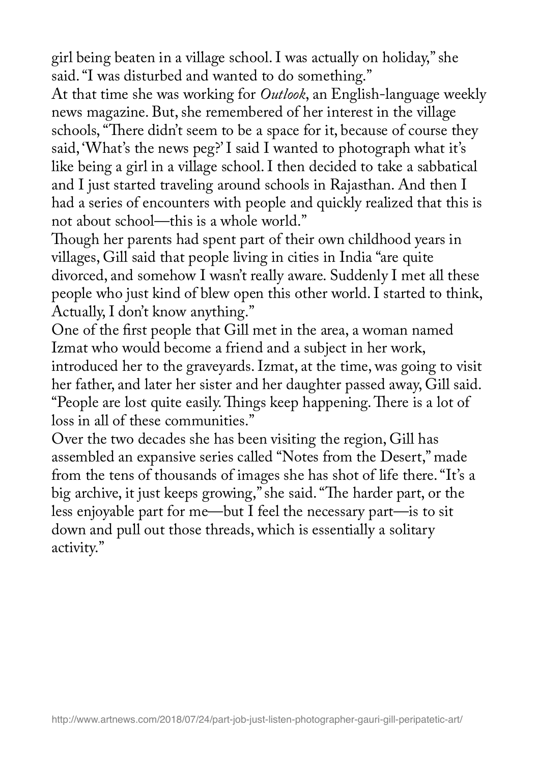girl being beaten in a village school. I was actually on holiday," she said. "I was disturbed and wanted to do something."

At that time she was working for *Outlook*, an English-language weekly news magazine. But, she remembered of her interest in the village schools, "There didn't seem to be a space for it, because of course they said, 'What's the news peg?' I said I wanted to photograph what it's like being a girl in a village school. I then decided to take a sabbatical and I just started traveling around schools in Rajasthan. And then I had a series of encounters with people and quickly realized that this is not about school—this is a whole world."

Though her parents had spent part of their own childhood years in villages, Gill said that people living in cities in India "are quite divorced, and somehow I wasn't really aware. Suddenly I met all these people who just kind of blew open this other world. I started to think, Actually, I don't know anything."

One of the first people that Gill met in the area, a woman named Izmat who would become a friend and a subject in her work, introduced her to the graveyards. Izmat, at the time, was going to visit her father, and later her sister and her daughter passed away, Gill said. "People are lost quite easily. Things keep happening. There is a lot of loss in all of these communities."

Over the two decades she has been visiting the region, Gill has assembled an expansive series called "Notes from the Desert," made from the tens of thousands of images she has shot of life there. "It's a big archive, it just keeps growing," she said. "The harder part, or the less enjoyable part for me—but I feel the necessary part—is to sit down and pull out those threads, which is essentially a solitary activity."

http://www.artnews.com/2018/07/24/part-job-just-listen-photographer-gauri-gill-peripatetic-art/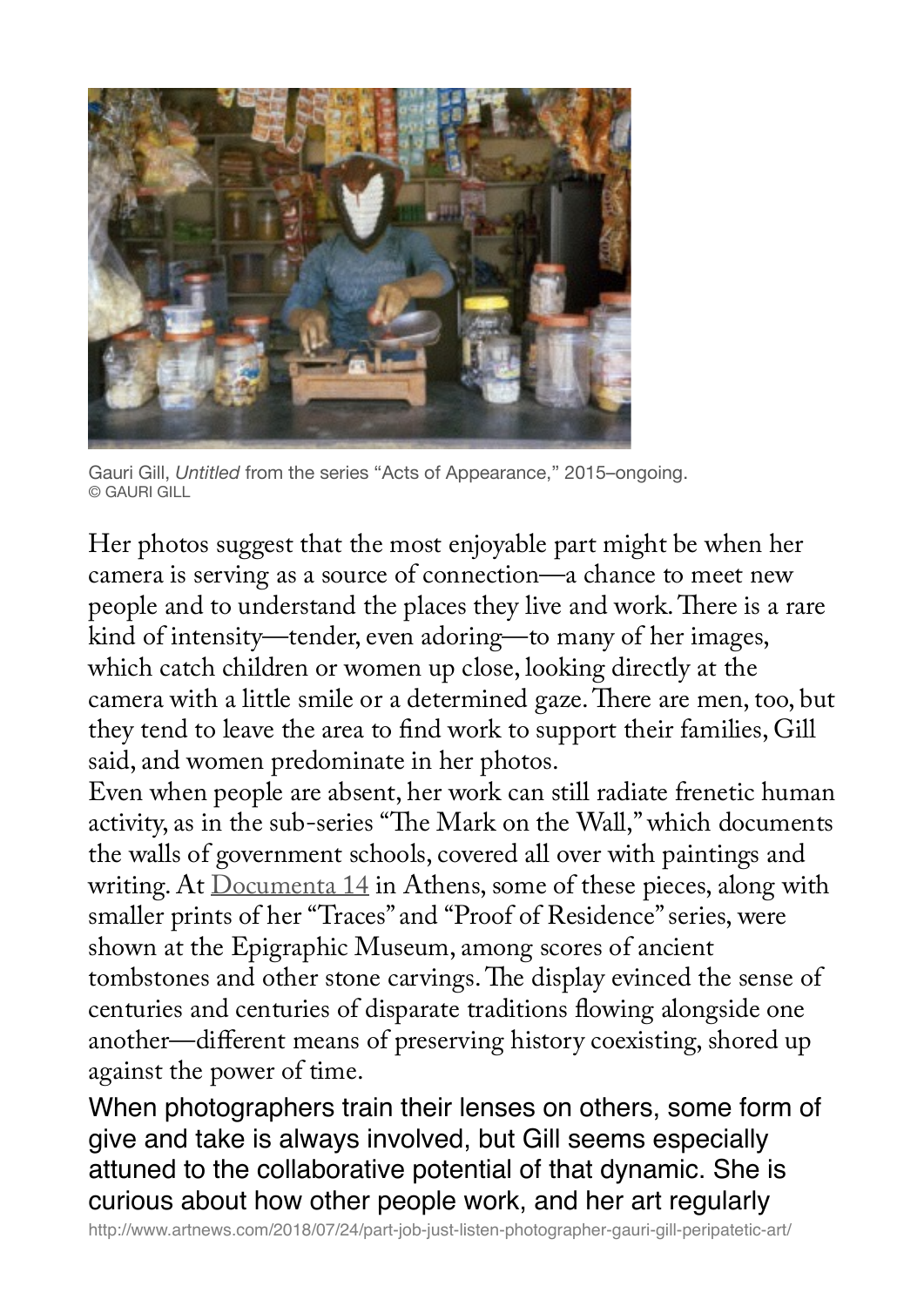Gauri Gill, *Untitled* from the series "Acts of Appearance," 2015–ongoing.
© GAURI GILL

Her photos suggest that the most enjoyable part might be when her camera is serving as a source of connection—a chance to meet new people and to understand the places they live and work. There is a rare kind of intensity—tender, even adoring—to many of her images, which catch children or women up close, looking directly at the camera with a little smile or a determined gaze. There are men, too, but they tend to leave the area to find work to support their families, Gill said, and women predominate in her photos.

Even when people are absent, her work can still radiate frenetic human activity, as in the sub-series "The Mark on the Wall," which documents the walls of government schools, covered all over with paintings and writing. At Documenta 14 in Athens, some of these pieces, along with smaller prints of her "Traces" and "Proof of Residence" series, were shown at the Epigraphic Museum, among scores of ancient tombstones and other stone carvings. The display evinced the sense of centuries and centuries of disparate traditions flowing alongside one another—different means of preserving history coexisting, shored up against the power of time.

When photographers train their lenses on others, some form of give and take is always involved, but Gill seems especially attuned to the collaborative potential of that dynamic. She is curious about how other people work, and her art regularly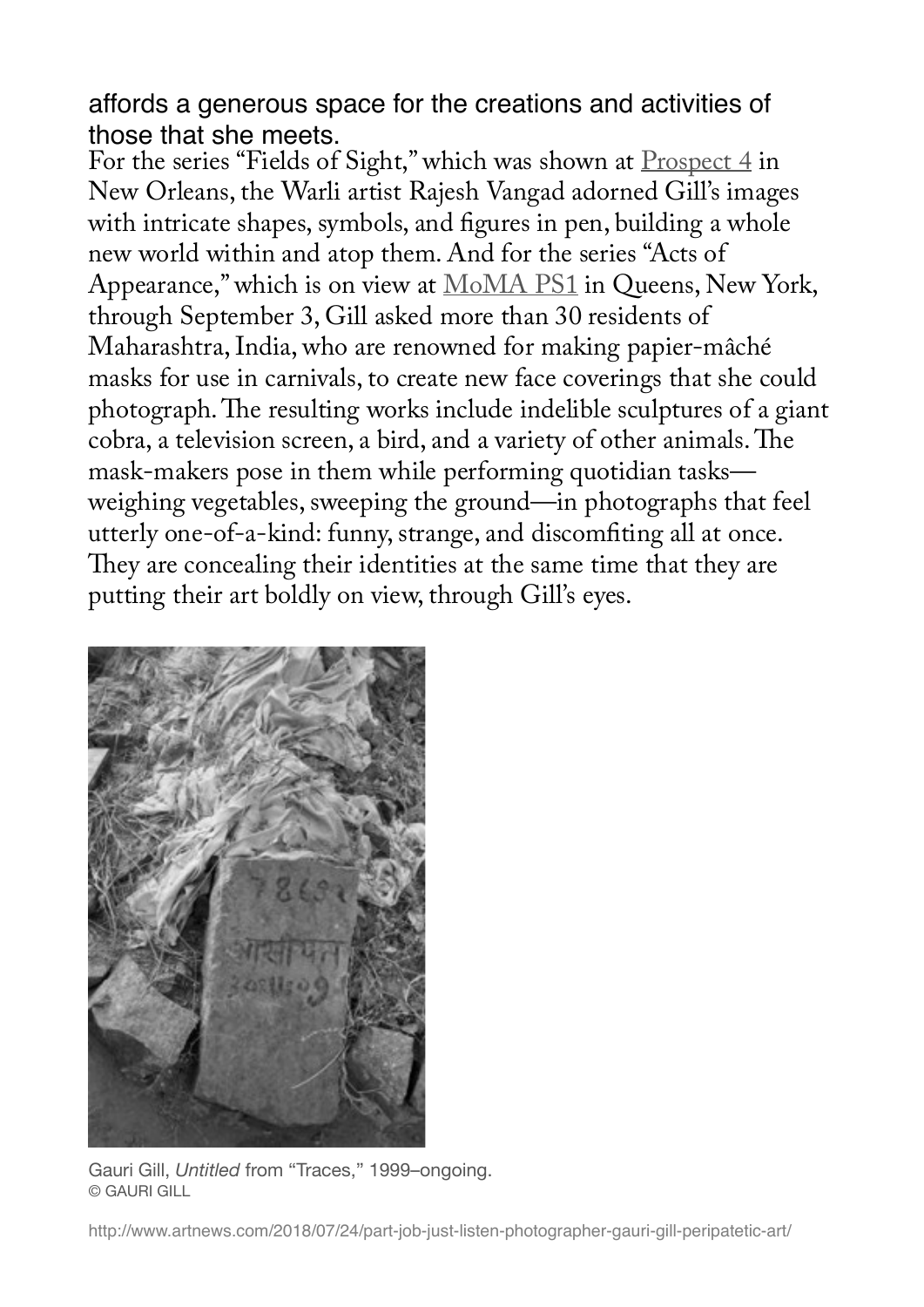affords a generous space for the creations and activities of those that she meets.

For the series "Fields of Sight," which was shown at Prospect 4 in New Orleans, the Warli artist Rajesh Vangad adorned Gill's images with intricate shapes, symbols, and figures in pen, building a whole new world within and atop them. And for the series "Acts of Appearance," which is on view at MoMA PS1 in Queens, New York, through September 3, Gill asked more than 30 residents of Maharashtra, India, who are renowned for making papier-mâché masks for use in carnivals, to create new face coverings that she could photograph. The resulting works include indelible sculptures of a giant cobra, a television screen, a bird, and a variety of other animals. The mask-makers pose in them while performing quotidian tasks—weighing vegetables, sweeping the ground—in photographs that feel utterly one-of-a-kind: funny, strange, and discomfiting all at once. They are concealing their identities at the same time that they are putting their art boldly on view, through Gill's eyes.

Gauri Gill, *Untitled* from "Traces," 1999–ongoing.
© GAURI GILL

http://www.artnews.com/2018/07/24/part-job-just-listen-photographer-gauri-gill-peripatetic-art/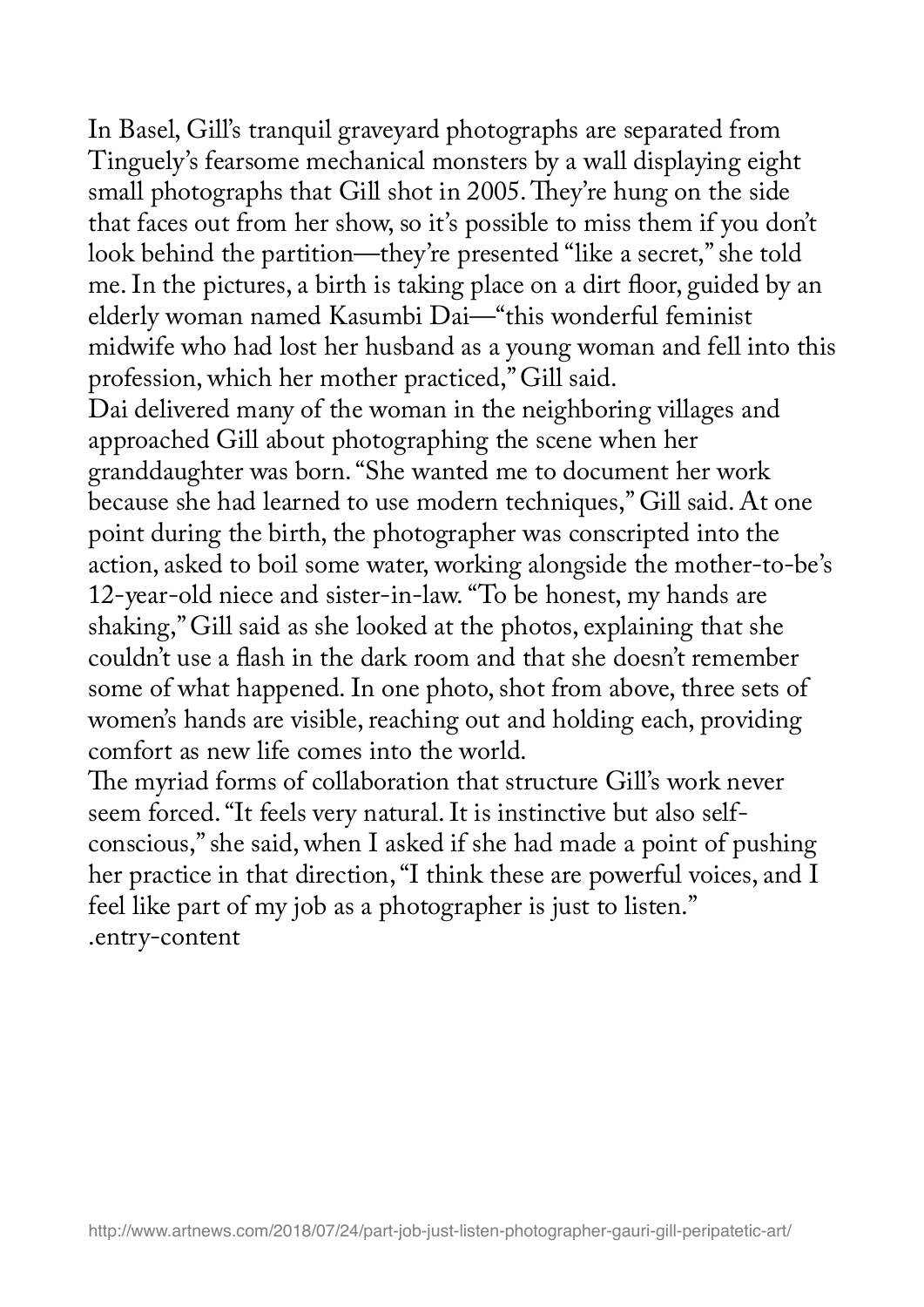In Basel, Gill's tranquil graveyard photographs are separated from Tinguely's fearsome mechanical monsters by a wall displaying eight small photographs that Gill shot in 2005. They're hung on the side that faces out from her show, so it's possible to miss them if you don't look behind the partition—they're presented "like a secret," she told me. In the pictures, a birth is taking place on a dirt floor, guided by an elderly woman named Kasumbi Dai—"this wonderful feminist midwife who had lost her husband as a young woman and fell into this profession, which her mother practiced," Gill said.

Dai delivered many of the woman in the neighboring villages and approached Gill about photographing the scene when her granddaughter was born. "She wanted me to document her work because she had learned to use modern techniques," Gill said. At one point during the birth, the photographer was conscripted into the action, asked to boil some water, working alongside the mother-to-be's 12-year-old niece and sister-in-law. "To be honest, my hands are shaking," Gill said as she looked at the photos, explaining that she couldn't use a flash in the dark room and that she doesn't remember some of what happened. In one photo, shot from above, three sets of women's hands are visible, reaching out and holding each, providing comfort as new life comes into the world.

The myriad forms of collaboration that structure Gill's work never seem forced. "It feels very natural. It is instinctive but also self-conscious," she said, when I asked if she had made a point of pushing her practice in that direction, "I think these are powerful voices, and I feel like part of my job as a photographer is just to listen."

.entry-content

http://www.artnews.com/2018/07/24/part-job-just-listen-photographer-gauri-gill-peripatetic-art/